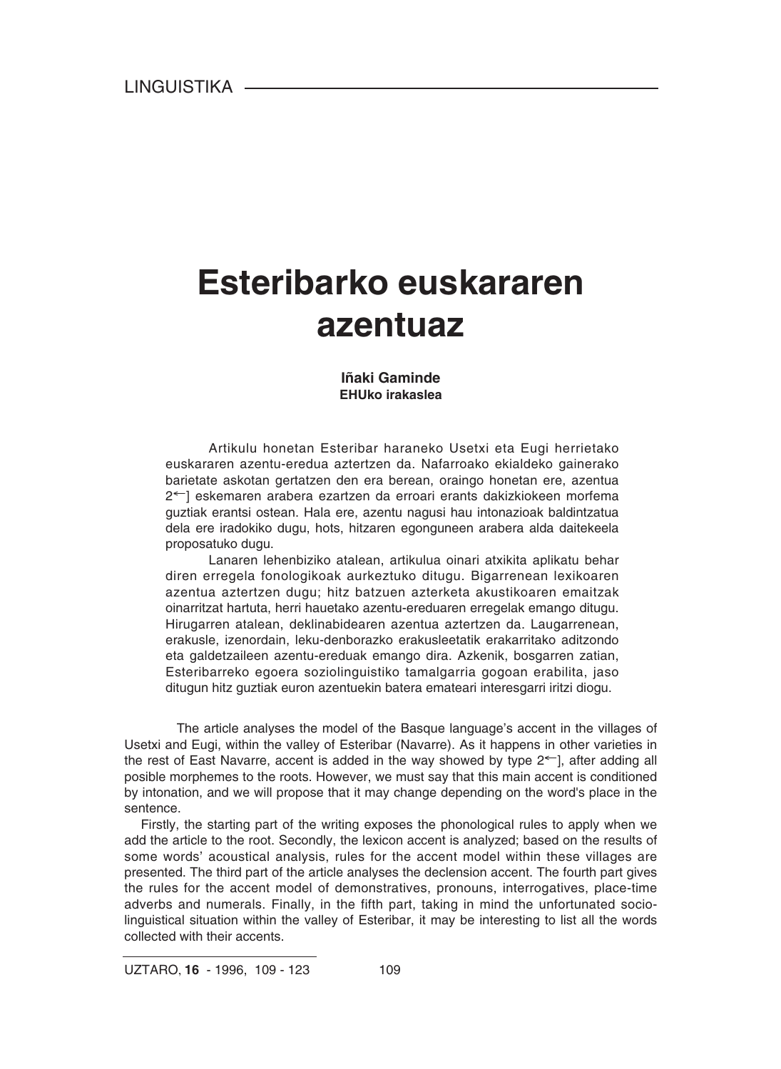LINGUISTIKA

# Esteribarko euskararen azentuaz

**Iñaki Gaminde**
**EHUko irakaslea**

Artikulu honetan Esteribar haraneko Usetxi eta Eugi herrietako euskararen azentu-eredua aztertzen da. Nafarroako ekialdeko gainerako barietate askotan gertatzen den era berean, oraingo honetan ere, azentua 2←] eskemaren arabera ezartzen da erroari erants dakizkiokeen morfema guztiak erantsi ostean. Hala ere, azentu nagusi hau intonazioak baldintzatua dela ere iradokiko dugu, hots, hitzaren egongunеen arabera alda daitekeela proposatuko dugu.

Lanaren lehenbiziko atalean, artikulua oinari atxikita aplikatu behar diren erregela fonologikoak aurkeztuko ditugu. Bigarrenean lexikoaren azentua aztertzen dugu; hitz batzuen azterketa akustikoaren emaitzak oinarritzat hartuta, herri hauetako azentu-ereduaren erregelak emango ditugu. Hirugarren atalean, deklinabidearen azentua aztertzen da. Laugarrenean, erakusle, izenordain, leku-denborazko erakusleetatik erakarritako aditzondo eta galdetzaileen azentu-ereduak emango dira. Azkenik, bosgarren zatian, Esteribarreko egoera soziolinguistiko tamalgarria gogoan erabilita, jaso ditugun hitz guztiak euron azentuekin batera emateari interesgarri iritzi diogu.

The article analyses the model of the Basque language's accent in the villages of Usetxi and Eugi, within the valley of Esteribar (Navarre). As it happens in other varieties in the rest of East Navarre, accent is added in the way showed by type 2←], after adding all posible morphemes to the roots. However, we must say that this main accent is conditioned by intonation, and we will propose that it may change depending on the word's place in the sentence.

Firstly, the starting part of the writing exposes the phonological rules to apply when we add the article to the root. Secondly, the lexicon accent is analyzed; based on the results of some words' acoustical analysis, rules for the accent model within these villages are presented. The third part of the article analyses the declension accent. The fourth part gives the rules for the accent model of demonstratives, pronouns, interrogatives, place-time adverbs and numerals. Finally, in the fifth part, taking in mind the unfortunated socio-linguistical situation within the valley of Esteribar, it may be interesting to list all the words collected with their accents.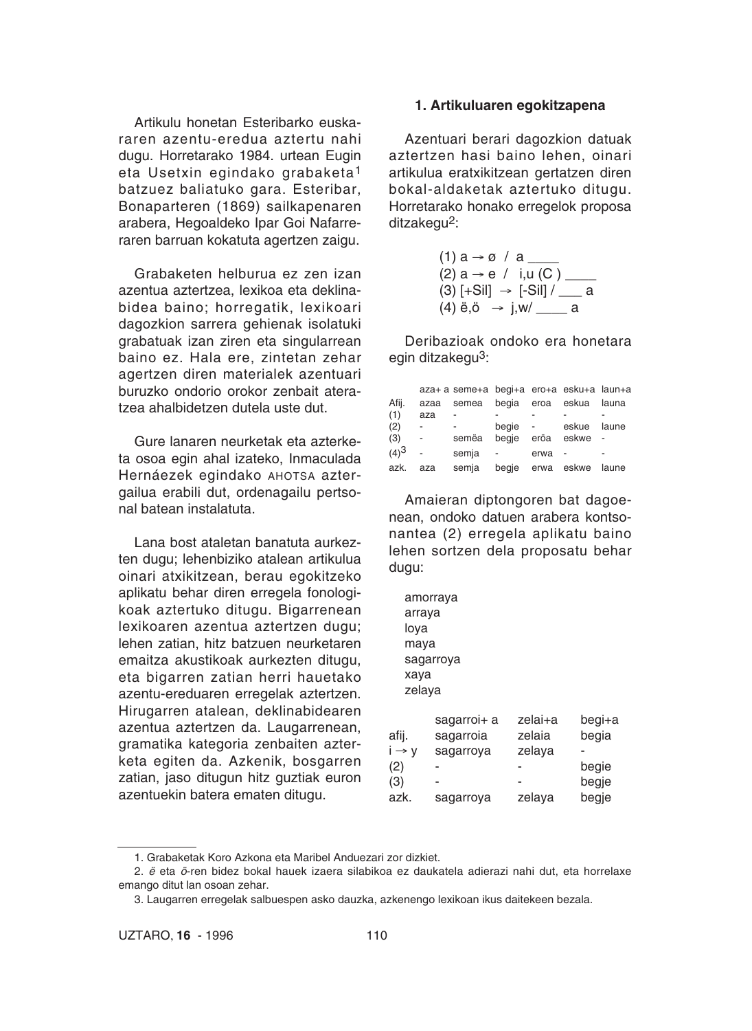Artikulu honetan Esteribarko euskararen azentu-eredua aztertu nahi dugu. Horretarako 1984. urtean Eugin eta Usetxin egindako grabaketa[1] batzuez baliatuko gara. Esteribar, Bonaparteren (1869) sailkapenaren arabera, Hegoaldeko Ipar Goi Nafarreraren barruan kokatuta agertzen zaigu.

Grabaketen helburua ez zen izan azentua aztertzea, lexikoa eta deklinabidea baino; horregatik, lexikoari dagozkion sarrera gehienak isolatuki grabatuak izan ziren eta singularrean baino ez. Hala ere, zintetan zehar agertzen diren materialek azentuari buruzko ondorio orokor zenbait ateratzea ahalbidetzen dutela uste dut.

Gure lanaren neurketak eta azterketa osoa egin ahal izateko, Inmaculada Hernáezek egindako AHOTSA aztergailua erabili dut, ordenagailu pertsonal batean instalatuta.

Lana bost ataletan banatuta aurkezten dugu; lehenbiziko atalean artikulua oinari atxikitzean, berau egokitzeko aplikatu behar diren erregela fonologikoak aztertuko ditugu. Bigarrenean lexikoaren azentua aztertzen dugu; lehen zatian, hitz batzuen neurketaren emaitza akustikoak aurkezten ditugu, eta bigarren zatian herri hauetako azentu-ereduaren erregelak aztertzen. Hirugarren atalean, deklinabidearen azentua aztertzen da. Laugarrenean, gramatika kategoria zenbaiten azterketa egiten da. Azkenik, bosgarren zatian, jaso ditugun hitz guztiak euron azentuekin batera ematen ditugu.

## 1. Artikuluaren egokitzapena

Azentuari berari dagozkion datuak aztertzen hasi baino lehen, oinari artikulua eratxikitzean gertatzen diren bokal-aldaketak aztertuko ditugu. Horretarako honako erregelok proposa ditzakegu[2]:

(1) a → ø / a ____
(2) a → e / i,u (C) ____
(3) [+Sil] → [-Sil] / ___ a
(4) ë,ö → j,w/ ____ a

Deribazioak ondoko era honetara egin ditzakegu[3]:

| | aza+ a | seme+a | begi+a | ero+a | esku+a | laun+a |
|---|---|---|---|---|---|---|
| Afij. | azaa | semea | begia | eroa | eskua | launa |
| (1) | aza | - | - | - | - | - |
| (2) | - | - | begie | - | eskue | laune |
| (3) | - | semëa | begje | eröa | eskwe | - |
| (4)[3] | - | semja | - | erwa | - | - |
| azk. | aza | semja | begje | erwa | eskwe | laune |

Amaieran diptongoren bat dagoenean, ondoko datuen arabera kontsonantea (2) erregela aplikatu baino lehen sortzen dela proposatu behar dugu:

amorraya
arraya
loya
maya
sagarroya
xaya
zelaya

| | sagarroi+ a | zelai+a | begi+a |
|---|---|---|---|
| afij. | sagarroia | zelaia | begia |
| i → y | sagarroya | zelaya | - |
| (2) | - | - | begie |
| (3) | - | - | begje |
| azk. | sagarroya | zelaya | begje |

1. Grabaketak Koro Azkona eta Maribel Anduezari zor dizkiet.

2. *ë* eta *ö*-ren bidez bokal hauek izaera silabikoa ez daukatela adierazi nahi dut, eta horrelaxe emango ditut lan osoan zehar.

3. Laugarren erregelak salbuespen asko dauzka, azkenengo lexikoan ikus daitekeen bezala.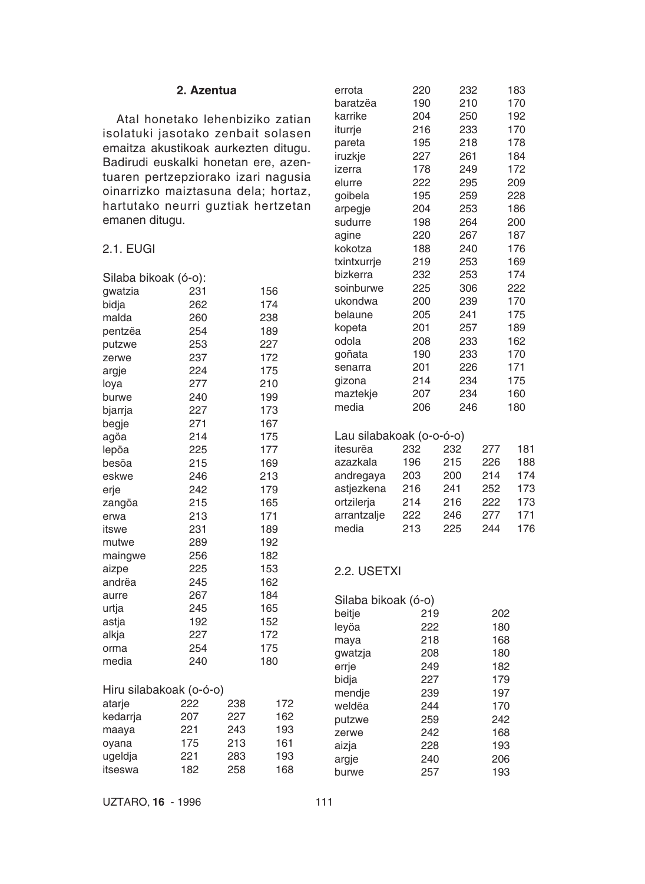## 2. Azentua

Atal honetako lehenbiziko zatian isolatuki jasotako zenbait solasen emaitza akustikoak aurkezten ditugu. Badirudi euskalki honetan ere, azentuaren pertzepziorako izari nagusia oinarrizko maiztasuna dela; hortaz, hartutako neurri guztiak hertzetan emanen ditugu.

### 2.1. EUGI

Silaba bikoak (ó-o):

| | | |
|---|---|---|
| gwatzia | 231 | 156 |
| bidja | 262 | 174 |
| malda | 260 | 238 |
| pentzëa | 254 | 189 |
| putzwe | 253 | 227 |
| zerwe | 237 | 172 |
| argje | 224 | 175 |
| loya | 277 | 210 |
| burwe | 240 | 199 |
| bjarrja | 227 | 173 |
| begje | 271 | 167 |
| agöa | 214 | 175 |
| lepöa | 225 | 177 |
| besöa | 215 | 169 |
| eskwe | 246 | 213 |
| erje | 242 | 179 |
| zangöa | 215 | 165 |
| erwa | 213 | 171 |
| itswe | 231 | 189 |
| mutwe | 289 | 192 |
| maingwe | 256 | 182 |
| aizpe | 225 | 153 |
| andrëa | 245 | 162 |
| aurre | 267 | 184 |
| urtja | 245 | 165 |
| astja | 192 | 152 |
| alkja | 227 | 172 |
| orma | 254 | 175 |
| media | 240 | 180 |

Hiru silabakoak (o-ó-o)

| | | | |
|---|---|---|---|
| atarje | 222 | 238 | 172 |
| kedarrja | 207 | 227 | 162 |
| maaya | 221 | 243 | 193 |
| oyana | 175 | 213 | 161 |
| ugeldja | 221 | 283 | 193 |
| itseswa | 182 | 258 | 168 |
| errota | 220 | 232 | 183 |
| baratzëa | 190 | 210 | 170 |
| karrike | 204 | 250 | 192 |
| iturrje | 216 | 233 | 170 |
| pareta | 195 | 218 | 178 |
| iruzkje | 227 | 261 | 184 |
| izerra | 178 | 249 | 172 |
| elurre | 222 | 295 | 209 |
| goibela | 195 | 259 | 228 |
| arpegje | 204 | 253 | 186 |
| sudurre | 198 | 264 | 200 |
| agine | 220 | 267 | 187 |
| kokotza | 188 | 240 | 176 |
| txintxurrje | 219 | 253 | 169 |
| bizkerra | 232 | 253 | 174 |
| soinburwe | 225 | 306 | 222 |
| ukondwa | 200 | 239 | 170 |
| belaune | 205 | 241 | 175 |
| kopeta | 201 | 257 | 189 |
| odola | 208 | 233 | 162 |
| goñata | 190 | 233 | 170 |
| senarra | 201 | 226 | 171 |
| gizona | 214 | 234 | 175 |
| maztekje | 207 | 234 | 160 |
| media | 206 | 246 | 180 |

Lau silabakoak (o-o-ó-o)

| | | | | |
|---|---|---|---|---|
| itesurëa | 232 | 232 | 277 | 181 |
| azazkala | 196 | 215 | 226 | 188 |
| andregaya | 203 | 200 | 214 | 174 |
| astjezkena | 216 | 241 | 252 | 173 |
| ortzilerja | 214 | 216 | 222 | 173 |
| arrantzalje | 222 | 246 | 277 | 171 |
| media | 213 | 225 | 244 | 176 |

### 2.2. USETXI

Silaba bikoak (ó-o)

| | | |
|---|---|---|
| beitje | 219 | 202 |
| leyöa | 222 | 180 |
| maya | 218 | 168 |
| gwatzja | 208 | 180 |
| errje | 249 | 182 |
| bidja | 227 | 179 |
| mendje | 239 | 197 |
| weldëa | 244 | 170 |
| putzwe | 259 | 242 |
| zerwe | 242 | 168 |
| aizja | 228 | 193 |
| argje | 240 | 206 |
| burwe | 257 | 193 |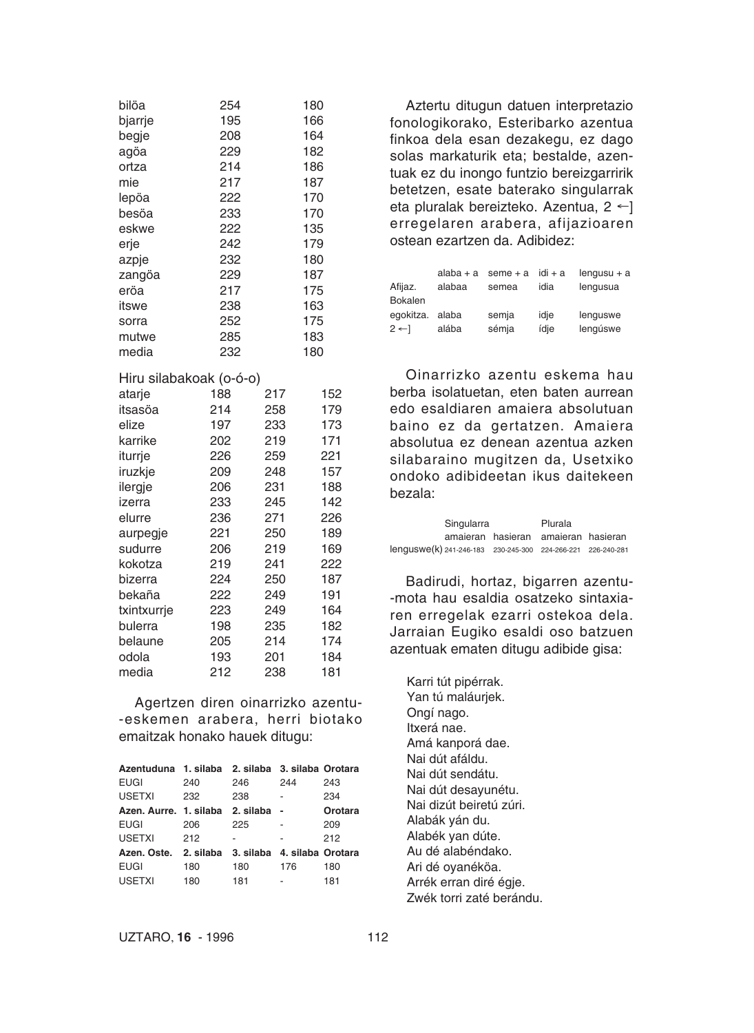| | | |
|---|---|---|
| bilöa | 254 | 180 |
| bjarrje | 195 | 166 |
| begje | 208 | 164 |
| agöa | 229 | 182 |
| ortza | 214 | 186 |
| mie | 217 | 187 |
| lepöa | 222 | 170 |
| besöa | 233 | 170 |
| eskwe | 222 | 135 |
| erje | 242 | 179 |
| azpje | 232 | 180 |
| zangöa | 229 | 187 |
| eröa | 217 | 175 |
| itswe | 238 | 163 |
| sorra | 252 | 175 |
| mutwe | 285 | 183 |
| media | 232 | 180 |

Hiru silabakoak (o-ó-o)

| | | | |
|---|---|---|---|
| atarje | 188 | 217 | 152 |
| itsasöa | 214 | 258 | 179 |
| elize | 197 | 233 | 173 |
| karrike | 202 | 219 | 171 |
| iturrje | 226 | 259 | 221 |
| iruzkje | 209 | 248 | 157 |
| ilergje | 206 | 231 | 188 |
| izerra | 233 | 245 | 142 |
| elurre | 236 | 271 | 226 |
| aurpegje | 221 | 250 | 189 |
| sudurre | 206 | 219 | 169 |
| kokotza | 219 | 241 | 222 |
| bizerra | 224 | 250 | 187 |
| bekaña | 222 | 249 | 191 |
| txintxurrje | 223 | 249 | 164 |
| bulerra | 198 | 235 | 182 |
| belaune | 205 | 214 | 174 |
| odola | 193 | 201 | 184 |
| media | 212 | 238 | 181 |

Agertzen diren oinarrizko azentu-eskemen arabera, herri biotako emaitzak honako hauek ditugu:

| **Azentuduna** | **1. silaba** | **2. silaba** | **3. silaba** | **Orotara** |
|---|---|---|---|---|
| EUGI | 240 | 246 | 244 | 243 |
| USETXI | 232 | 238 | - | 234 |
| **Azen. Aurre.** | **1. silaba** | **2. silaba** | **-** | **Orotara** |
| EUGI | 206 | 225 | - | 209 |
| USETXI | 212 | - | - | 212 |
| **Azen. Oste.** | **2. silaba** | **3. silaba** | **4. silaba** | **Orotara** |
| EUGI | 180 | 180 | 176 | 180 |
| USETXI | 180 | 181 | - | 181 |

Aztertu ditugun datuen interpretazio fonologikorako, Esteribarko azentua finkoa dela esan dezakegu, ez dago solas markaturik eta; bestalde, azentuak ez du inongo funtzio bereizgarririk betetzen, esate baterako singularrak eta pluralak bereizteko. Azentua, 2 ←] erregelaren arabera, afijazioaren ostean ezartzen da. Adibidez:

| | alaba + a | seme + a | idi + a | lengusu + a |
|---|---|---|---|---|
| Afijaz. | alabaa | semea | idia | lengusua |
| Bokalen egokitza. | alaba | semja | idje | lenguswe |
| 2 ←] | alába | sémja | ídje | lengúswe |

Oinarrizko azentu eskema hau berba isolatuetan, eten baten aurrean edo esaldiaren amaiera absolutuan baino ez da gertatzen. Amaiera absolutua ez denean azentua azken silabaraino mugitzen da, Usetxiko ondoko adibideetan ikus daitekeen bezala:

| | Singularra | | Plurala | |
|---|---|---|---|---|
| | amaieran | hasieran | amaieran | hasieran |
| lenguswe(k) | 241-246-183 | 230-245-300 | 224-266-221 | 226-240-281 |

Badirudi, hortaz, bigarren azentu-mota hau esaldia osatzeko sintaxiaren erregelak ezarri ostekoa dela. Jarraian Eugiko esaldi oso batzuen azentuak ematen ditugu adibide gisa:

Karri tút pipérrak.
Yan tú maláurjek.
Ongí nago.
Itxerá nae.
Amá kanporá dae.
Nai dút afáldu.
Nai dút sendátu.
Nai dút desayunétu.
Nai dizút beiretú zúri.
Alabák yán du.
Alabék yan dúte.
Au dé alabéndako.
Ari dé oyanéköa.
Arrék erran diré égje.
Zwék torri zaté berándu.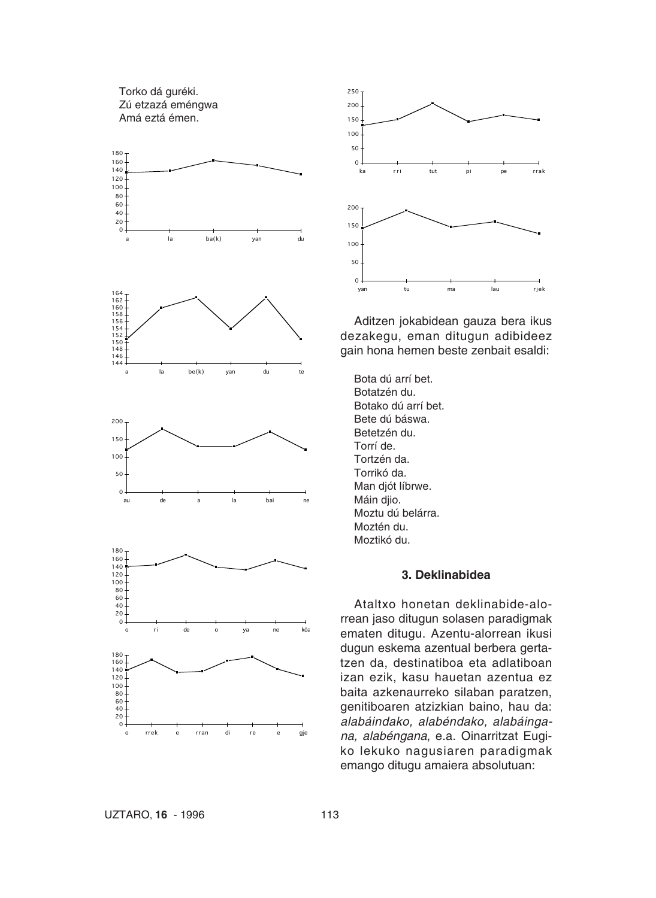Torko dá guréki.
Zú etzazá eméngwa
Amá eztá émen.

Aditzen jokabidean gauza bera ikus dezakegu, eman ditugun adibideez gain hona hemen beste zenbait esaldi:

Bota dú arrí bet.
Botatzén du.
Botako dú arrí bet.
Bete dú báswa.
Betetzén du.
Torrí de.
Tortzén da.
Torrikó da.
Man djót líbrwe.
Máin djio.
Moztu dú belárra.
Moztén du.
Moztikó du.

### 3. Deklinabidea

Ataltxo honetan deklinabide-alorrean jaso ditugun solasen paradigmak ematen ditugu. Azentu-alorrean ikusi dugun eskema azentual berbera gertatzen da, destinatiboa eta adlatiboan izan ezik, kasu hauetan azentua ez baita azkenaurreko silaban paratzen, genitiboaren atzizkian baino, hau da: *alabáindako, alabéndako, alabáingana, alabéngana*, e.a. Oinarritzat Eugiko lekuko nagusiaren paradigmak emango ditugu amaiera absolutuan: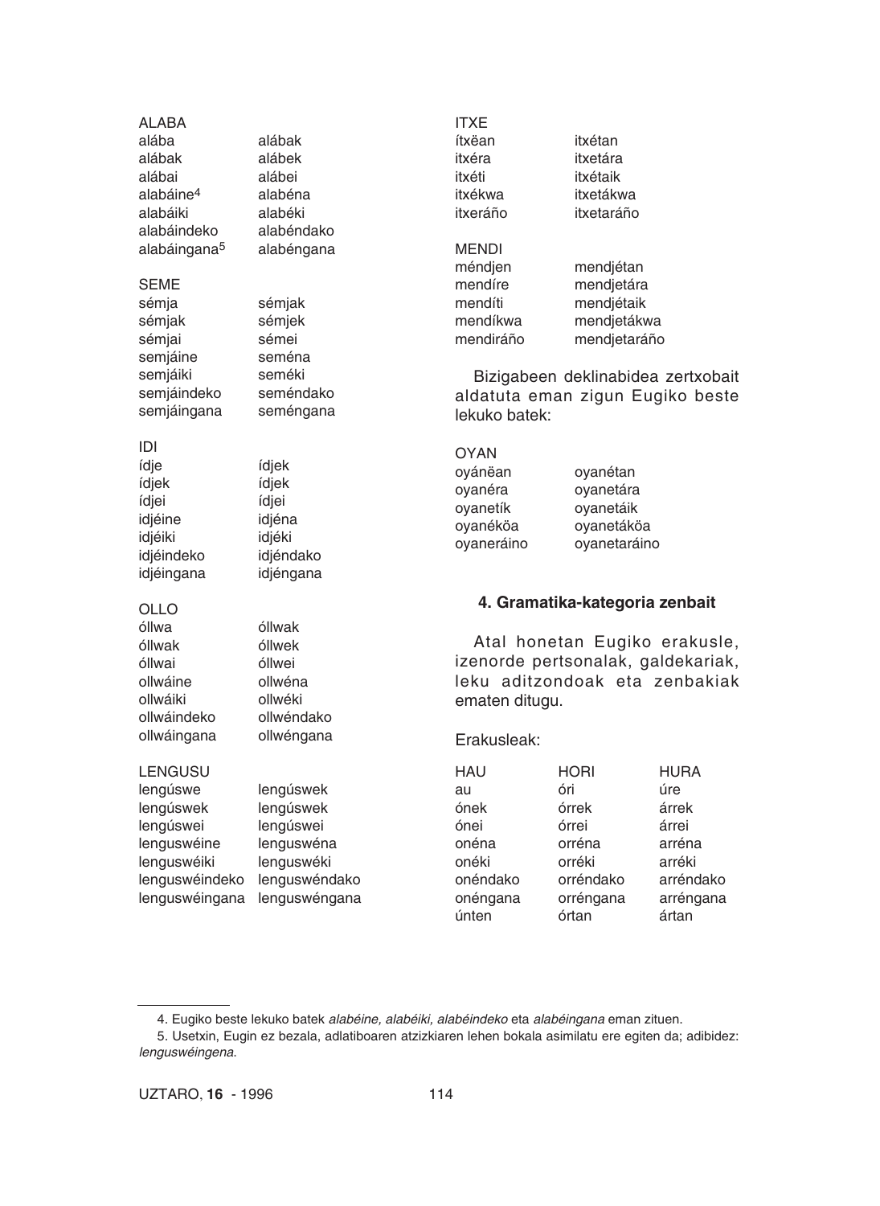ALABA

| | |
|---|---|
| alába | alábak |
| alábak | alábek |
| alábai | alábei |
| alabáine[4] | alabéna |
| alabáiki | alabéki |
| alabáindeko | alabéndako |
| alabáingana[5] | alabéngana |

SEME

| | |
|---|---|
| sémja | sémjak |
| sémjak | sémjek |
| sémjai | sémei |
| semjáine | seména |
| semjáiki | seméki |
| semjáindeko | seméndako |
| semjáingana | seméngana |

IDI

| | |
|---|---|
| ídje | ídjek |
| ídjek | ídjek |
| ídjei | ídjei |
| idjéine | idjéna |
| idjéiki | idjéki |
| idjéindeko | idjéndako |
| idjéingana | idjéngana |

OLLO

| | |
|---|---|
| óllwa | óllwak |
| óllwak | óllwek |
| óllwai | óllwei |
| ollwáine | ollwéna |
| ollwáiki | ollwéki |
| ollwáindeko | ollwéndako |
| ollwáingana | ollwéngana |

LENGUSU

| | |
|---|---|
| lengúswe | lengúswek |
| lengúswek | lengúswek |
| lengúswei | lengúswei |
| lenguswéine | lenguswéna |
| lenguswéiki | lenguswéki |
| lenguswéindeko | lenguswéndako |
| lenguswéingana | lenguswéngana |

ITXE

| | |
|---|---|
| ítxëan | itxétan |
| itxéra | itxetára |
| itxéti | itxétaik |
| itxékwa | itxetákwa |
| itxeráño | itxetaráño |

MENDI

| | |
|---|---|
| méndjen | mendjétan |
| mendíre | mendjetára |
| mendíti | mendjétaik |
| mendíkwa | mendjetákwa |
| mendiráño | mendjetaráño |

Bizigabeen deklinabidea zertxobait aldatuta eman zigun Eugiko beste lekuko batek:

OYAN

| | |
|---|---|
| oyánëan | oyanétan |
| oyanéra | oyanetára |
| oyanetík | oyanetáik |
| oyanéköa | oyanetáköa |
| oyaneráino | oyanetaráino |

### 4. Gramatika-kategoria zenbait

Atal honetan Eugiko erakusle, izenorde pertsonalak, galdekariak, leku aditzondoak eta zenbakiak ematen ditugu.

Erakusleak:

| HAU | HORI | HURA |
|---|---|---|
| au | óri | úre |
| ónek | órrek | árrek |
| ónei | órrei | árrei |
| onéna | orréna | arréna |
| onéki | orréki | arréki |
| onéndako | orréndako | arréndako |
| onéngana | orréngana | arréngana |
| únten | órtan | ártan |

---

4. Eugiko beste lekuko batek *alabéine, alabéiki, alabéindeko* eta *alabéingana* eman zituen.

5. Usetxin, Eugin ez bezala, adlatiboaren atzizkiaren lehen bokala asimilatu ere egiten da; adibidez: *lenguswéingena*.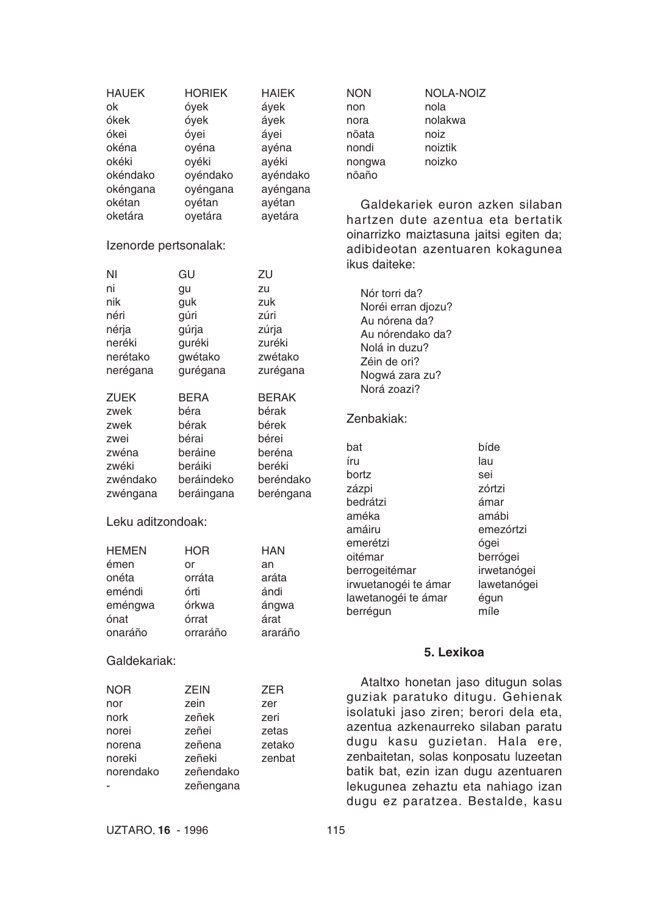| HAUEK | HORIEK | HAIEK |
|---|---|---|
| ok | óyek | áyek |
| ókek | óyek | áyek |
| ókei | óyei | áyei |
| okéna | oyéna | ayéna |
| okéki | oyéki | ayéki |
| okéndako | oyéndako | ayéndako |
| okéngana | oyéngana | ayéngana |
| okétan | oyétan | ayétan |
| oketára | oyetára | ayetára |

Izenorde pertsonalak:

| NI | GU | ZU |
|---|---|---|
| ni | gu | zu |
| nik | guk | zuk |
| néri | gúri | zúri |
| nérja | gúrja | zúrja |
| neréki | guréki | zuréki |
| nerétako | gwétako | zwétako |
| nerégana | gurégana | zurégana |

| ZUEK | BERA | BERAK |
|---|---|---|
| zwek | béra | bérak |
| zwek | bérak | bérek |
| zwei | bérai | bérei |
| zwéna | beráine | beréna |
| zwéki | beráiki | beréki |
| zwéndako | beráindeko | beréndako |
| zwéngana | beráingana | beréngana |

Leku aditzondoak:

| HEMEN | HOR | HAN |
|---|---|---|
| émen | or | an |
| onéta | orráta | aráta |
| eméndi | órti | ándi |
| eméngwa | órkwa | ángwa |
| ónat | órrat | árat |
| onaráño | orraráño | araráño |

Galdekariak:

| NOR | ZEIN | ZER |
|---|---|---|
| nor | zein | zer |
| nork | zeñek | zeri |
| norei | zeñei | zetas |
| norena | zeñena | zetako |
| noreki | zeñeki | zenbat |
| norendako | zeñendako | |
| - | zeñengana | |

| NON | NOLA-NOIZ |
|---|---|
| non | nola |
| nora | nolakwa |
| nöata | noiz |
| nondi | noiztik |
| nongwa | noizko |
| nöaño | |

Galdekariek euron azken silaban hartzen dute azentua eta bertatik oinarrizko maiztasuna jaitsi egiten da; adibideotan azentuaren kokagunea ikus daiteke:

Nór torri da?
Noréi erran djozu?
Au nórena da?
Au nórendako da?
Nolá in duzu?
Zéin de ori?
Nogwá zara zu?
Nora zoazi?

Zenbakiak:

| | |
|---|---|
| bat | bíde |
| íru | lau |
| bortz | sei |
| zázpi | zórtzi |
| bedrátzi | ámar |
| améka | amábi |
| amáiru | emezórtzi |
| emerétzi | ógei |
| oitémar | berrógei |
| berrogeitémar | irwetanógei |
| irwuetanogéi te ámar | lawetanógei |
| lawetanogéi te ámar | égun |
| berrégun | míle |

### 5. Lexikoa

Ataltxo honetan jaso ditugun solas guziak paratuko ditugu. Gehienak isolatuki jaso ziren; berori dela eta, azentua azkenaurreko silaban paratu dugu kasu guzietan. Hala ere, zenbaitetan, solas konposatu luzeetan batik bat, ezin izan dugu azentuaren lekugunea zehaztu eta nahiago izan dugu ez paratzea. Bestalde, kasu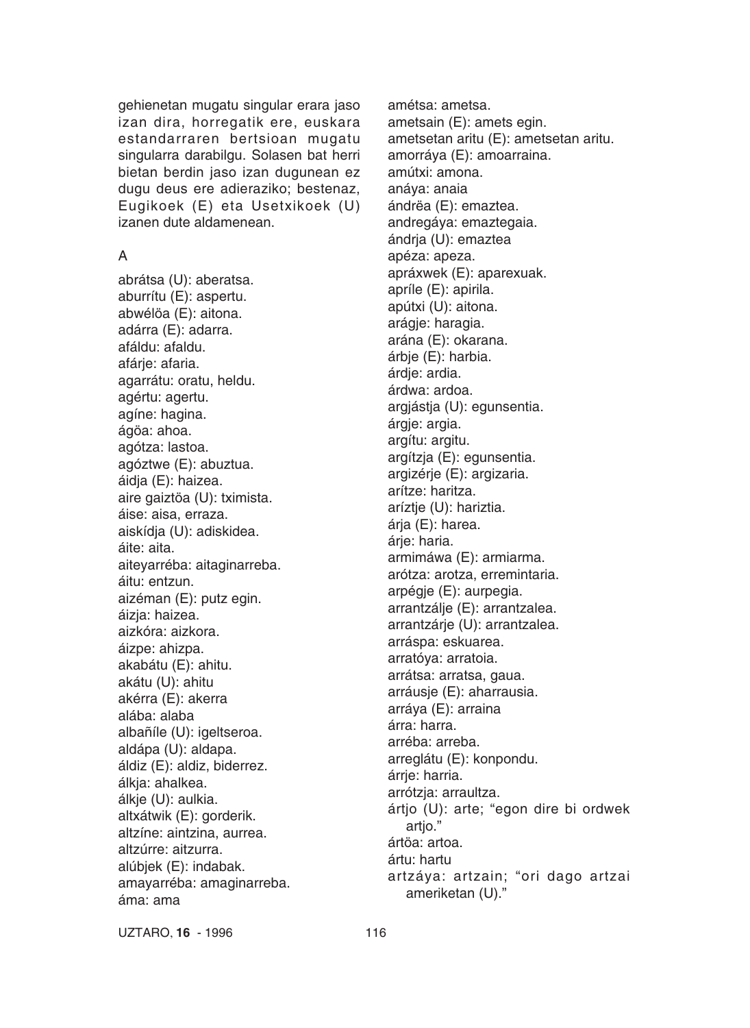gehienetan mugatu singular erara jaso izan dira, horregatik ere, euskara estandarraren bertsioan mugatu singularra darabilgu. Solasen bat herri bietan berdin jaso izan dugunean ez dugu deus ere adieraziko; bestenaz, Eugikoek (E) eta Usetxikoek (U) izanen dute aldamenean.

## A

abrátsa (U): aberatsa.
aburrítu (E): aspertu.
abwélöa (E): aitona.
adárra (E): adarra.
afáldu: afaldu.
afárje: afaria.
agarrátu: oratu, heldu.
agértu: agertu.
agíne: hagina.
ágöa: ahoa.
agótza: lastoa.
agóztwe (E): abuztua.
áidja (E): haizea.
aire gaiztöa (U): tximista.
áise: aisa, erraza.
aiskídja (U): adiskidea.
áite: aita.
aiteyarréba: aitaginarreba.
áitu: entzun.
aizéman (E): putz egin.
áizja: haizea.
aizkóra: aizkora.
áizpe: ahizpa.
akabátu (E): ahitu.
akátu (U): ahitu
akérra (E): akerra
alába: alaba
albañíle (U): igeltseroa.
aldápa (U): aldapa.
áldiz (E): aldiz, biderrez.
álkja: ahalkea.
álkje (U): aulkia.
altxátwik (E): gorderik.
altzíne: aintzina, aurrea.
altzúrre: aitzurra.
alúbjek (E): indabak.
amayarréba: amaginarreba.
áma: ama
amétsa: ametsa.
ametsain (E): amets egin.
ametsetan aritu (E): ametsetan aritu.
amorráya (E): amoarraina.
amútxi: amona.
anáya: anaia
ándrëa (E): emaztea.
andregáya: emaztegaia.
ándrja (U): emaztea
apéza: apeza.
apráxwek (E): aparexuak.
apríle (E): apirila.
apútxi (U): aitona.
arágje: haragia.
arána (E): okarana.
árbje (E): harbia.
árdje: ardia.
árdwa: ardoa.
argjástja (U): egunsentia.
árgje: argia.
argítu: argitu.
argítzja (E): egunsentia.
argizérje (E): argizaria.
arítze: haritza.
aríztje (U): hariztia.
árja (E): harea.
árje: haria.
armimáwa (E): armiarma.
arótza: arotza, erremintaria.
arpégje (E): aurpegia.
arrantzálje (E): arrantzalea.
arrantzárje (U): arrantzalea.
arráspa: eskuarea.
arratóya: arratoia.
arrátsa: arratsa, gaua.
arráusje (E): aharrausia.
arráya (E): arraina
árra: harra.
arréba: arreba.
arreglátu (E): konpondu.
árrje: harria.
arrótzja: arraultza.
ártjo (U): arte; "egon dire bi ordwek artjo."
ártöa: artoa.
ártu: hartu
artzáya: artzain; "ori dago artzai ameriketan (U)."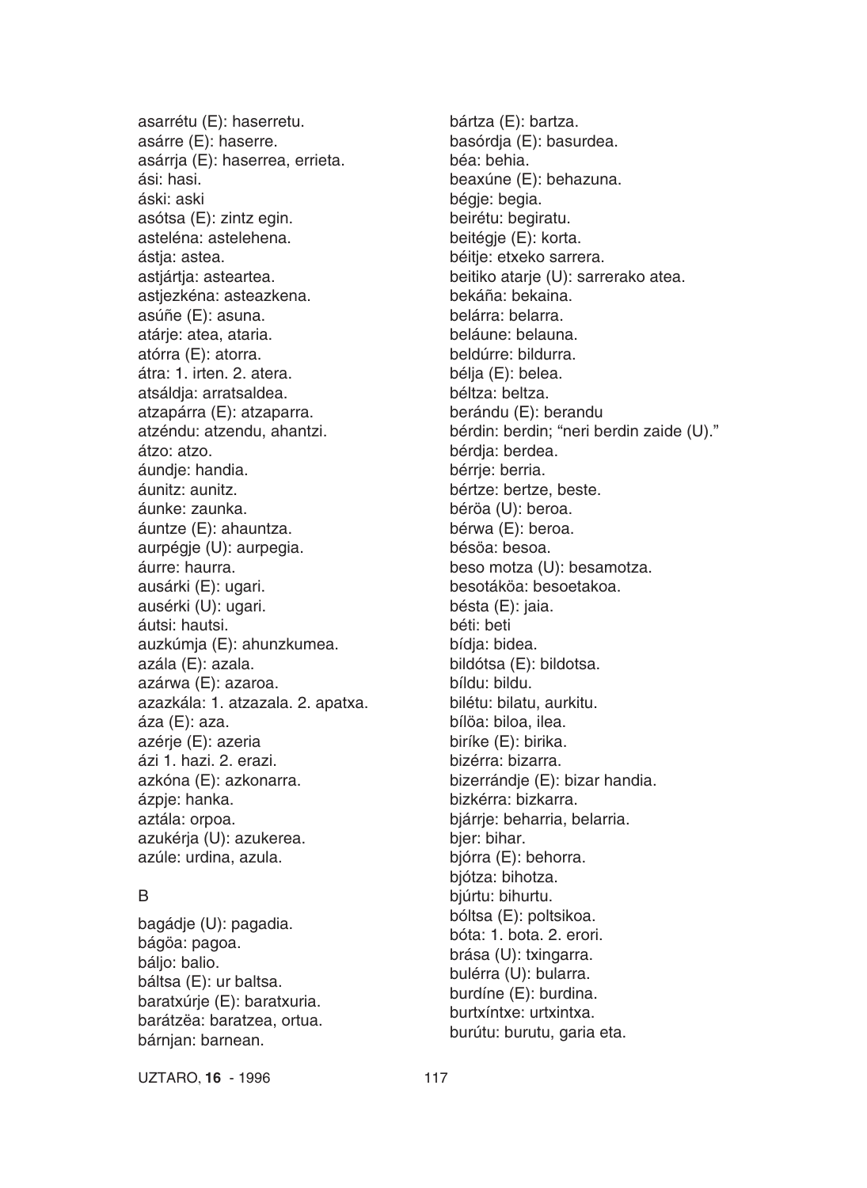asarrétu (E): haserretu.
asárre (E): haserre.
asárrja (E): haserrea, errieta.
ási: hasi.
áski: aski
asótsa (E): zintz egin.
asteléna: astelehena.
ástja: astea.
astjártja: asteartea.
astjezkéna: asteazkena.
asúñe (E): asuna.
atárje: atea, ataria.
atórra (E): atorra.
átra: 1. irten. 2. atera.
atsáldja: arratsaldea.
atzapárra (E): atzaparra.
atzéndu: atzendu, ahantzi.
átzo: atzo.
áundje: handia.
áunitz: aunitz.
áunke: zaunka.
áuntze (E): ahauntza.
aurpégje (U): aurpegia.
áurre: haurra.
ausárki (E): ugari.
ausérki (U): ugari.
áutsi: hautsi.
auzkúmja (E): ahunzkumea.
azála (E): azala.
azárwa (E): azaroa.
azazkála: 1. atzazala. 2. apatxa.
áza (E): aza.
azérje (E): azeria
ázi 1. hazi. 2. erazi.
azkóna (E): azkonarra.
ázpje: hanka.
aztála: orpoa.
azukérja (U): azukerea.
azúle: urdina, azula.

B

bagádje (U): pagadia.
bágöa: pagoa.
báljo: balio.
báltsa (E): ur baltsa.
baratxúrje (E): baratxuria.
barátzëa: baratzea, ortua.
bárnjan: barnean.
bártza (E): bartza.
basórdja (E): basurdea.
béa: behia.
beaxúne (E): behazuna.
bégje: begia.
beirétu: begiratu.
beitégje (E): korta.
béitje: etxeko sarrera.
beitiko atarje (U): sarrerako atea.
bekáña: bekaina.
belárra: belarra.
beláune: belauna.
beldúrre: bildurra.
bélja (E): belea.
béltza: beltza.
berándu (E): berandu
bérdin: berdin; "neri berdin zaide (U)."
bérdja: berdea.
bérrje: berria.
bértze: bertze, beste.
béröa (U): beroa.
bérwa (E): beroa.
bésöa: besoa.
beso motza (U): besamotza.
besotáköa: besoetakoa.
bésta (E): jaia.
béti: beti
bídja: bidea.
bildótsa (E): bildotsa.
bíldu: bildu.
bilétu: bilatu, aurkitu.
bílöa: biloa, ilea.
biríke (E): birika.
bizérra: bizarra.
bizerrándje (E): bizar handia.
bizkérra: bizkarra.
bjárrje: beharria, belarria.
bjer: bihar.
bjórra (E): behorra.
bjótza: bihotza.
bjúrtu: bihurtu.
bóltsa (E): poltsikoa.
bóta: 1. bota. 2. erori.
brása (U): txingarra.
bulérra (U): bularra.
burdíne (E): burdina.
burtxíntxe: urtxintxa.
burútu: burutu, garia eta.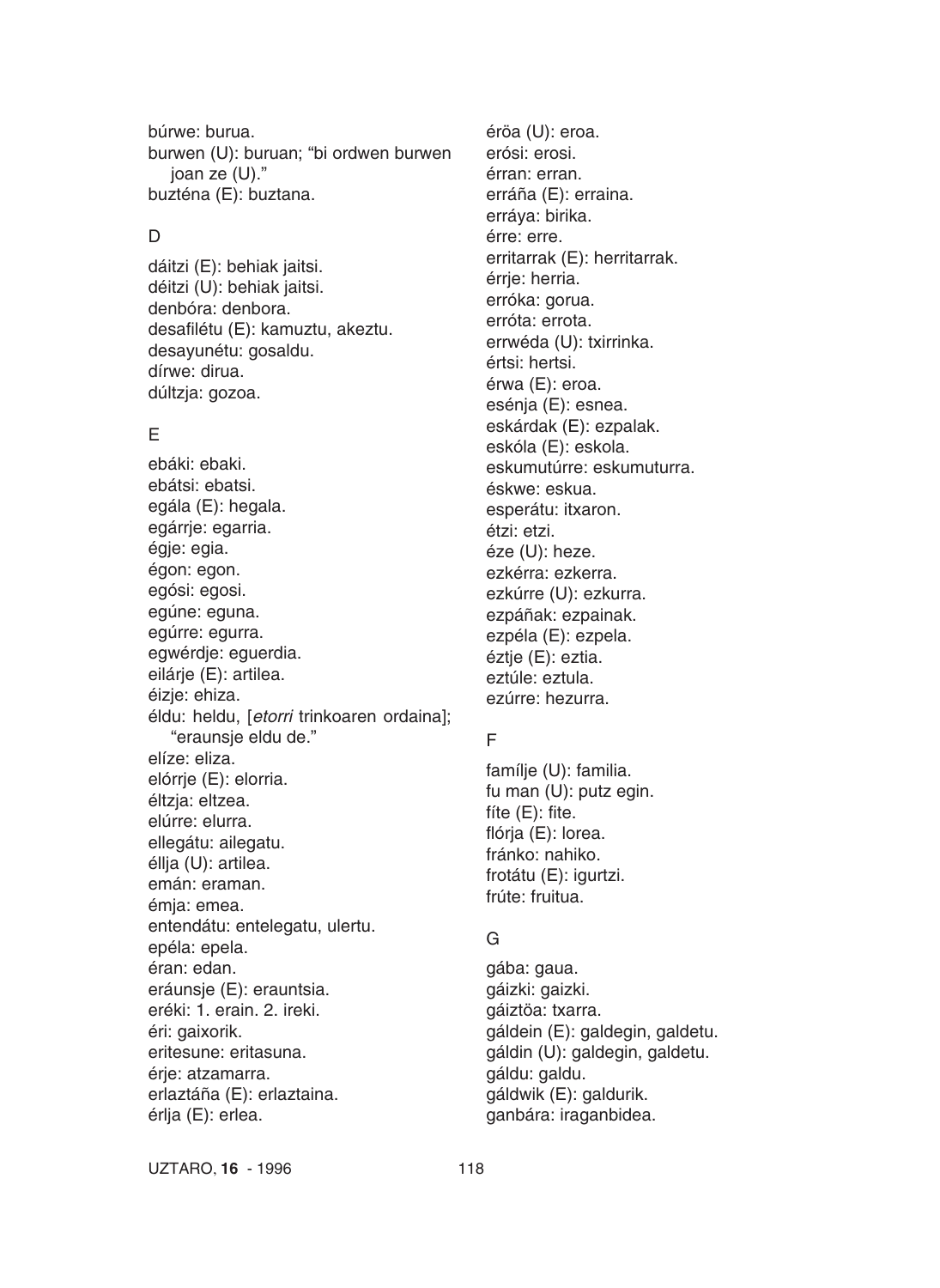búrwe: burua.
burwen (U): buruan; "bi ordwen burwen joan ze (U)."
buzténa (E): buztana.

## D

dáitzi (E): behiak jaitsi.
déitzi (U): behiak jaitsi.
denbóra: denbora.
desafilétu (E): kamuztu, akeztu.
desayunétu: gosaldu.
dírwe: dirua.
dúltzja: gozoa.

## E

ebáki: ebaki.
ebátsi: ebatsi.
egála (E): hegala.
egárrje: egarria.
égje: egia.
égon: egon.
egósi: egosi.
egúne: eguna.
egúrre: egurra.
egwérdje: eguerdia.
eilárje (E): artilea.
éizje: ehiza.
éldu: heldu, [*etorri* trinkoaren ordaina]; "eraunsje eldu de."
elíze: eliza.
elórrje (E): elorria.
éltzja: eltzea.
elúrre: elurra.
ellegátu: ailegatu.
éllja (U): artilea.
emán: eraman.
émja: emea.
entendátu: entelegatu, ulertu.
epéla: epela.
éran: edan.
eráunsje (E): erauntsia.
eréki: 1. erain. 2. ireki.
éri: gaixorik.
eritesune: eritasuna.
érje: atzamarra.
erlaztáña (E): erlaztaina.
érlja (E): erlea.
éröa (U): eroa.
erósi: erosi.
érran: erran.
erráña (E): erraina.
erráya: birika.
érre: erre.
erritarrak (E): herritarrak.
érrje: herria.
erróka: gorua.
erróta: errota.
errwéda (U): txirrinka.
értsi: hertsi.
érwa (E): eroa.
esénja (E): esnea.
eskárdak (E): ezpalak.
eskóla (E): eskola.
eskumutúrre: eskumuturra.
éskwe: eskua.
esperátu: itxaron.
étzi: etzi.
éze (U): heze.
ezkérra: ezkerra.
ezkúrre (U): ezkurra.
ezpáñak: ezpainak.
ezpéla (E): ezpela.
éztje (E): eztia.
eztúle: eztula.
ezúrre: hezurra.

## F

famílje (U): familia.
fu man (U): putz egin.
fíte (E): fite.
flórja (E): lorea.
fránko: nahiko.
frotátu (E): igurtzi.
frúte: fruitua.

## G

gába: gaua.
gáizki: gaizki.
gáiztöa: txarra.
gáldein (E): galdegin, galdetu.
gáldin (U): galdegin, galdetu.
gáldu: galdu.
gáldwik (E): galdurik.
ganbára: iraganbidea.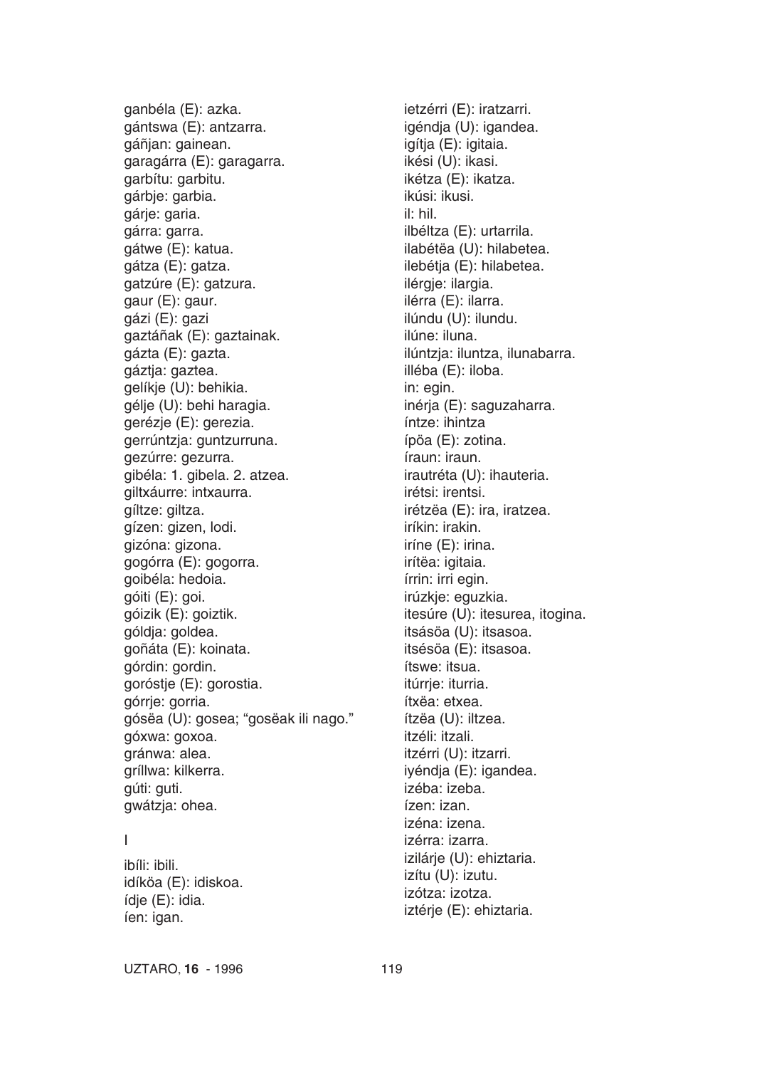ganbéla (E): azka.
gántswa (E): antzarra.
gáñjan: gainean.
garagárra (E): garagarra.
garbítu: garbitu.
gárbje: garbia.
gárje: garia.
gárra: garra.
gátwe (E): katua.
gátza (E): gatza.
gatzúre (E): gatzura.
gaur (E): gaur.
gázi (E): gazi
gaztáñak (E): gaztainak.
gázta (E): gazta.
gáztja: gaztea.
gelíkje (U): behikia.
gélje (U): behi haragia.
gerézje (E): gerezia.
gerrúntzja: guntzurruna.
gezúrre: gezurra.
gibéla: 1. gibela. 2. atzea.
giltxáurre: intxaurra.
gíltze: giltza.
gízen: gizen, lodi.
gizóna: gizona.
gogórra (E): gogorra.
goibéla: hedoia.
góiti (E): goi.
góizik (E): goiztik.
góldja: goldea.
goñáta (E): koinata.
górdin: gordin.
goróstje (E): gorostia.
górrje: gorria.
gósëa (U): gosea; "gosëak ili nago."
góxwa: goxoa.
gránwa: alea.
gríllwa: kilkerra.
gúti: guti.
gwátzja: ohea.

I

ibíli: ibili.
idíköa (E): idiskoa.
ídje (E): idia.
íen: igan.
ietzérri (E): iratzarri.
igéndja (U): igandea.
igítja (E): igitaia.
ikési (U): ikasi.
ikétza (E): ikatza.
ikúsi: ikusi.
il: hil.
ilbéltza (E): urtarrila.
ilabétëa (U): hilabetea.
ilebétja (E): hilabetea.
ilérgje: ilargia.
ilérra (E): ilarra.
ilúndu (U): ilundu.
ilúne: iluna.
ilúntzja: iluntza, ilunabarra.
illéba (E): iloba.
in: egin.
inérja (E): saguzaharra.
íntze: ihintza
ípöa (E): zotina.
íraun: iraun.
irautréta (U): ihauteria.
irétsi: irentsi.
irétzëa (E): ira, iratzea.
iríkin: irakin.
iríne (E): irina.
irítëa: igitaia.
írrin: irri egin.
irúzkje: eguzkia.
itesúre (U): itesurea, itogina.
itsásöa (U): itsasoa.
itsésöa (E): itsasoa.
ítswe: itsua.
itúrrje: iturria.
ítxëa: etxea.
ítzëa (U): iltzea.
itzéli: itzali.
itzérri (U): itzarri.
iyéndja (E): igandea.
izéba: izeba.
ízen: izan.
izéna: izena.
izérra: izarra.
izilárje (U): ehiztaria.
izítu (U): izutu.
izótza: izotza.
iztérje (E): ehiztaria.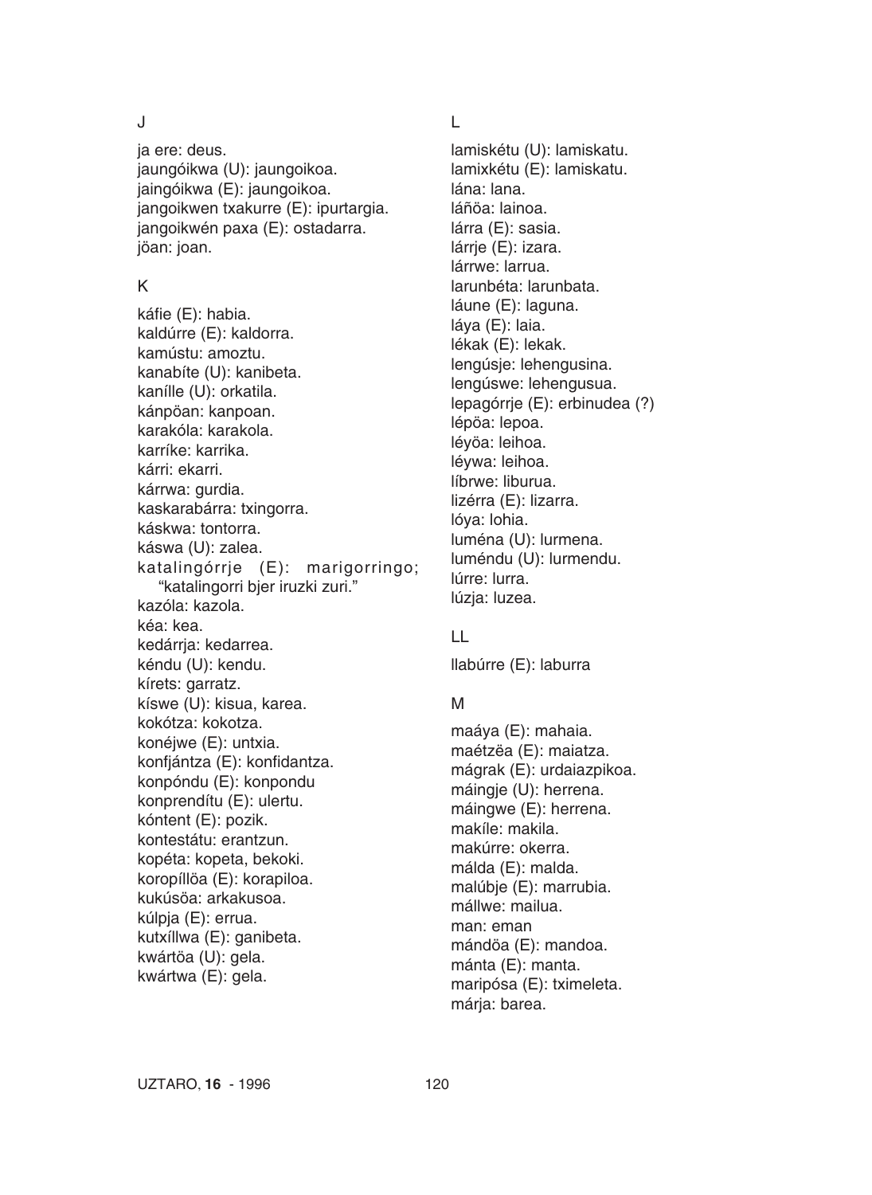J

ja ere: deus.
jaungóikwa (U): jaungoikoa.
jaingóikwa (E): jaungoikoa.
jangoikwen txakurre (E): ipurtargia.
jangoikwén paxa (E): ostadarra.
jöan: joan.

K

káfie (E): habia.
kaldúrre (E): kaldorra.
kamústu: amoztu.
kanabíte (U): kanibeta.
kanílle (U): orkatila.
kánpöan: kanpoan.
karakóla: karakola.
karríke: karrika.
kárri: ekarri.
kárrwa: gurdia.
kaskarabárra: txingorra.
káskwa: tontorra.
káswa (U): zalea.
katalingórrje (E): marigorringo; "katalingorri bjer iruzki zuri."
kazóla: kazola.
kéa: kea.
kedárrja: kedarrea.
kéndu (U): kendu.
kírets: garratz.
kíswe (U): kisua, karea.
kokótza: kokotza.
konéjwe (E): untxia.
konfjántza (E): konfidantza.
konpóndu (E): konpondu
konprendítu (E): ulertu.
kóntent (E): pozik.
kontestátu: erantzun.
kopéta: kopeta, bekoki.
koropíllöa (E): korapiloa.
kukúsöa: arkakusoa.
kúlpja (E): errua.
kutxíllwa (E): ganibeta.
kwártöa (U): gela.
kwártwa (E): gela.

L

lamiskétu (U): lamiskatu.
lamixkétu (E): lamiskatu.
lána: lana.
láñöa: lainoa.
lárra (E): sasia.
lárrje (E): izara.
lárrwe: larrua.
larunbéta: larunbata.
láune (E): laguna.
láya (E): laia.
lékak (E): lekak.
lengúsje: lehengusina.
lengúswe: lehengusua.
lepagórrje (E): erbinudea (?)
lépöa: lepoa.
léyöa: leihoa.
léywa: leihoa.
líbrwe: liburua.
lizérra (E): lizarra.
lóya: lohia.
luména (U): lurmena.
luméndu (U): lurmendu.
lúrre: lurra.
lúzja: luzea.

LL

llabúrre (E): laburra

M

maáya (E): mahaia.
maétzëa (E): maiatza.
mágrak (E): urdaiazpikoa.
máingje (U): herrena.
máingwe (E): herrena.
makíle: makila.
makúrre: okerra.
málda (E): malda.
malúbje (E): marrubia.
mállwe: mailua.
man: eman
mándöa (E): mandoa.
mánta (E): manta.
maripósa (E): tximeleta.
márja: barea.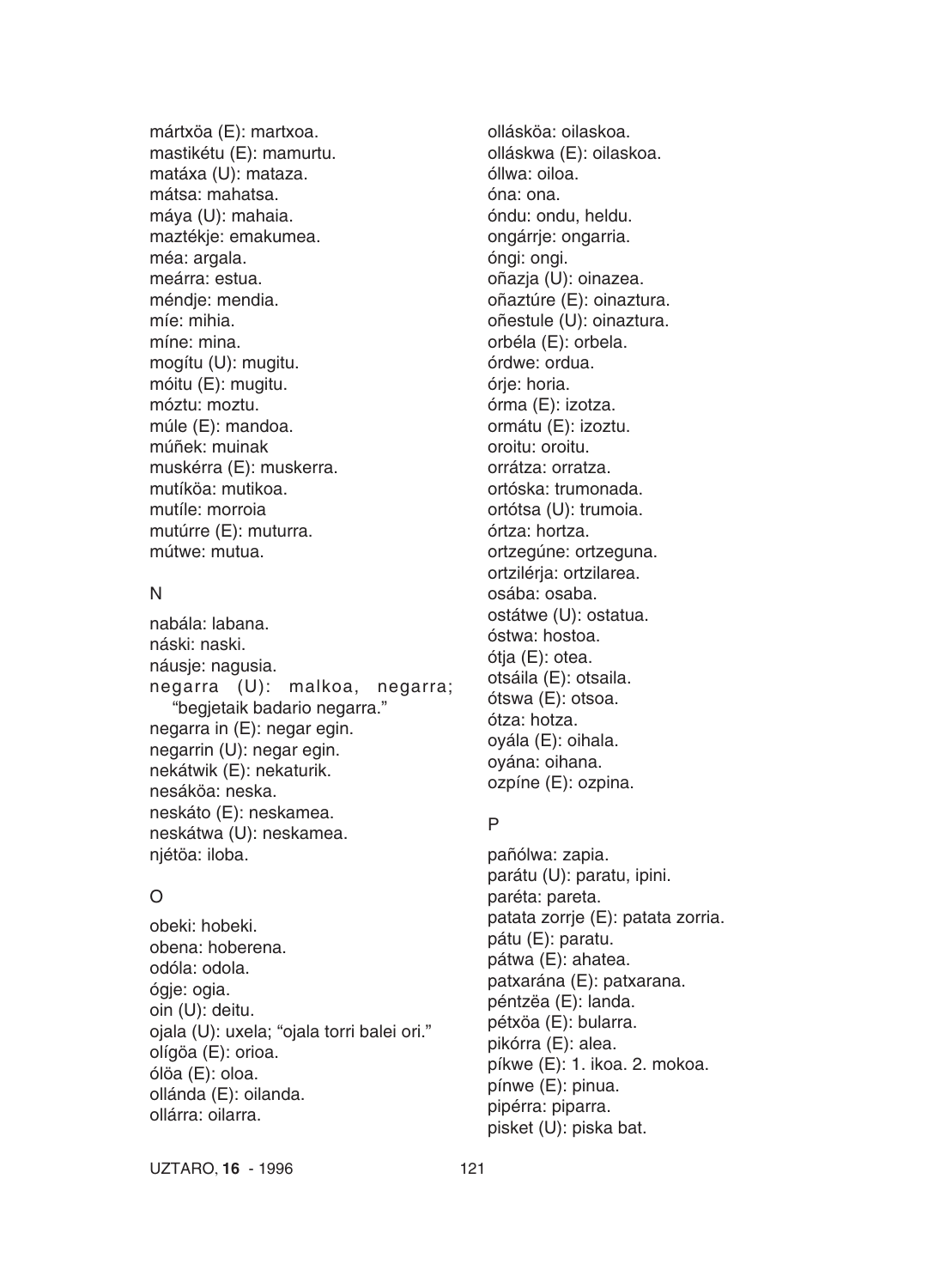mártxöa (E): martxoa.
mastikétu (E): mamurtu.
matáxa (U): mataza.
mátsa: mahatsa.
máya (U): mahaia.
maztékje: emakumea.
méa: argala.
meárra: estua.
méndje: mendia.
míe: mihia.
míne: mina.
mogítu (U): mugitu.
móitu (E): mugitu.
móztu: moztu.
múle (E): mandoa.
múñek: muinak
muskérra (E): muskerra.
mutíköa: mutikoa.
mutíle: morroia
mutúrre (E): muturra.
mútwe: mutua.

N

nabála: labana.
náski: naski.
náusje: nagusia.
negarra (U): malkoa, negarra; “begjetaik badario negarra.”
negarra in (E): negar egin.
negarrin (U): negar egin.
nekátwik (E): nekaturik.
nesáköa: neska.
neskáto (E): neskamea.
neskátwa (U): neskamea.
njétöa: iloba.

O

obeki: hobeki.
obena: hoberena.
odóla: odola.
ógje: ogia.
oin (U): deitu.
ojala (U): uxela; “ojala torri balei ori.”
olígöa (E): orioa.
ólöa (E): oloa.
ollánda (E): oilanda.
ollárra: oilarra.
ollásköa: oilaskoa.
olláskwa (E): oilaskoa.
óllwa: oiloa.
óna: ona.
óndu: ondu, heldu.
ongárrje: ongarria.
óngi: ongi.
oñazja (U): oinazea.
oñaztúre (E): oinaztura.
oñestule (U): oinaztura.
orbéla (E): orbela.
órdwe: ordua.
órje: horia.
órma (E): izotza.
ormátu (E): izoztu.
oroitu: oroitu.
orrátza: orratza.
ortóska: trumonada.
ortótsa (U): trumoia.
órtza: hortza.
ortzegúne: ortzeguna.
ortzilérja: ortzilarea.
osába: osaba.
ostátwe (U): ostatua.
óstwa: hostoa.
ótja (E): otea.
otsáila (E): otsaila.
ótswa (E): otsoa.
ótza: hotza.
oyála (E): oihala.
oyána: oihana.
ozpíne (E): ozpina.

P

pañólwa: zapia.
parátu (U): paratu, ipini.
paréta: pareta.
patata zorrje (E): patata zorria.
pátu (E): paratu.
pátwa (E): ahatea.
patxarána (E): patxarana.
péntzëa (E): landa.
pétxöa (E): bularra.
pikórra (E): alea.
píkwe (E): 1. ikoa. 2. mokoa.
pínwe (E): pinua.
pipérra: piparra.
pisket (U): piska bat.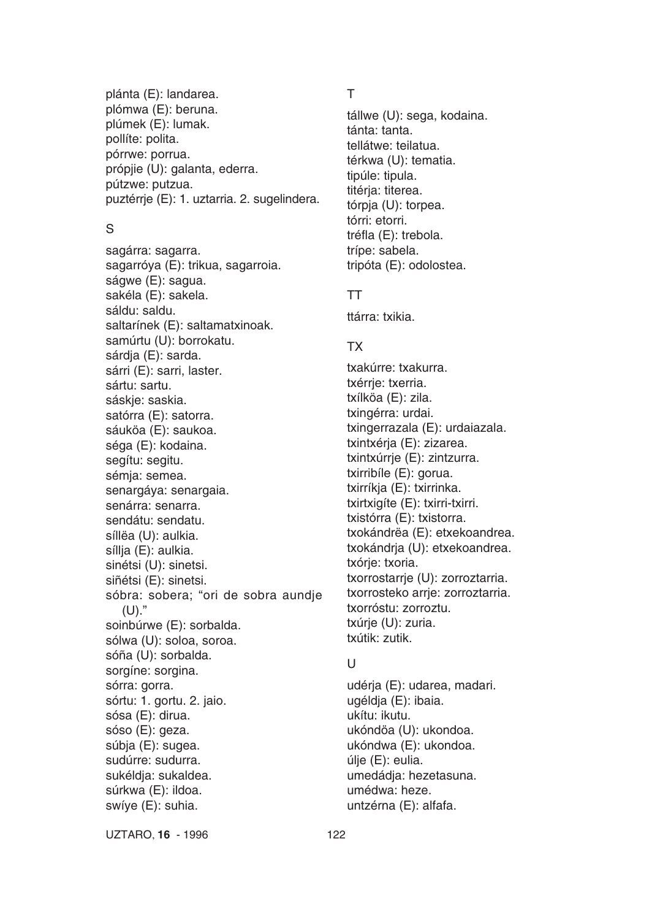plánta (E): landarea.
plómwa (E): beruna.
plúmek (E): lumak.
pollíte: polita.
pórrwe: porrua.
própjie (U): galanta, ederra.
pútzwe: putzua.
puztérrje (E): 1. uztarria. 2. sugelindera.

## S

sagárra: sagarra.
sagarróya (E): trikua, sagarroia.
ságwe (E): sagua.
sakéla (E): sakela.
sáldu: saldu.
saltarínek (E): saltamatxinoak.
samúrtu (U): borrokatu.
sárdja (E): sarda.
sárri (E): sarri, laster.
sártu: sartu.
sáskje: saskia.
satórra (E): satorra.
sáuköa (E): saukoa.
séga (E): kodaina.
segítu: segitu.
sémja: semea.
senargáya: senargaia.
senárra: senarra.
sendátu: sendatu.
síllëa (U): aulkia.
síllja (E): aulkia.
sinétsi (U): sinetsi.
siñétsi (E): sinetsi.
sóbra: sobera; "ori de sobra aundje (U)."
soinbúrwe (E): sorbalda.
sólwa (U): soloa, soroa.
sóña (U): sorbalda.
sorgíne: sorgina.
sórra: gorra.
sórtu: 1. gortu. 2. jaio.
sósa (E): dirua.
sóso (E): geza.
súbja (E): sugea.
sudúrre: sudurra.
sukéldja: sukaldea.
súrkwa (E): ildoa.
swíye (E): suhia.

## T

tállwe (U): sega, kodaina.
tánta: tanta.
tellátwe: teilatua.
térkwa (U): tematia.
tipúle: tipula.
titérja: titerea.
tórpja (U): torpea.
tórri: etorri.
tréfla (E): trebola.
trípe: sabela.
tripóta (E): odolostea.

## TT

ttárra: txikia.

## TX

txakúrre: txakurra.
txérrje: txerria.
txílköa (E): zila.
txingérra: urdai.
txingerrazala (E): urdaiazala.
txintxérja (E): zizarea.
txintxúrrje (E): zintzurra.
txirribíle (E): gorua.
txirríkja (E): txirrinka.
txirtxigíte (E): txirri-txirri.
txistórra (E): txistorra.
txokándrëa (E): etxekoandrea.
txokándrja (U): etxekoandrea.
txórje: txoria.
txorrostarrje (U): zorroztarria.
txorrosteko arrje: zorroztarria.
txorróstu: zorroztu.
txúrje (U): zuria.
txútik: zutik.

## U

udérja (E): udarea, madari.
ugéldja (E): ibaia.
ukítu: ikutu.
ukóndöa (U): ukondoa.
ukóndwa (E): ukondoa.
úlje (E): eulia.
umedádja: hezetasuna.
umédwa: heze.
untzérna (E): alfafa.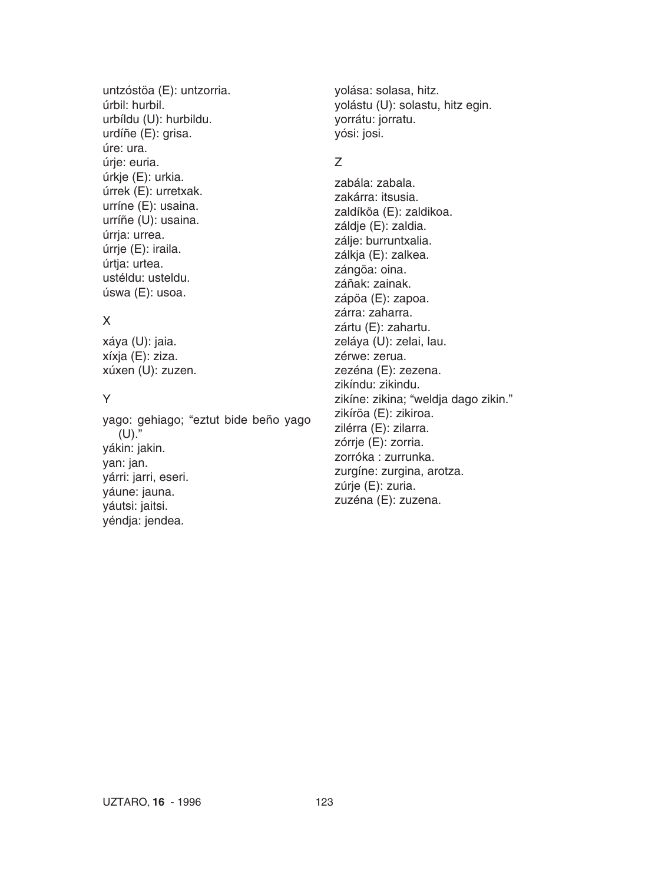untzóstöa (E): untzorria.
úrbil: hurbil.
urbíldu (U): hurbildu.
urdíñe (E): grisa.
úre: ura.
úrje: euria.
úrkje (E): urkia.
úrrek (E): urretxak.
urríne (E): usaina.
urríñe (U): usaina.
úrrja: urrea.
úrrje (E): iraila.
úrtja: urtea.
ustéldu: usteldu.
úswa (E): usoa.

## X

xáya (U): jaia.
xíxja (E): ziza.
xúxen (U): zuzen.

## Y

yago: gehiago; "eztut bide beño yago (U)."
yákin: jakin.
yan: jan.
yárri: jarri, eseri.
yáune: jauna.
yáutsi: jaitsi.
yéndja: jendea.
yolása: solasa, hitz.
yolástu (U): solastu, hitz egin.
yorrátu: jorratu.
yósi: josi.

## Z

zabála: zabala.
zakárra: itsusia.
zaldíköa (E): zaldikoa.
záldje (E): zaldia.
zálje: burruntxalia.
zálkja (E): zalkea.
zángöa: oina.
záñak: zainak.
zápöa (E): zapoa.
zárra: zaharra.
zártu (E): zahartu.
zeláya (U): zelai, lau.
zérwe: zerua.
zezéna (E): zezena.
zikíndu: zikindu.
zikíne: zikina; "weldja dago zikin."
zikíröa (E): zikiroa.
zilérra (E): zilarra.
zórrje (E): zorria.
zorróka : zurrunka.
zurgíne: zurgina, arotza.
zúrje (E): zuria.
zuzéna (E): zuzena.